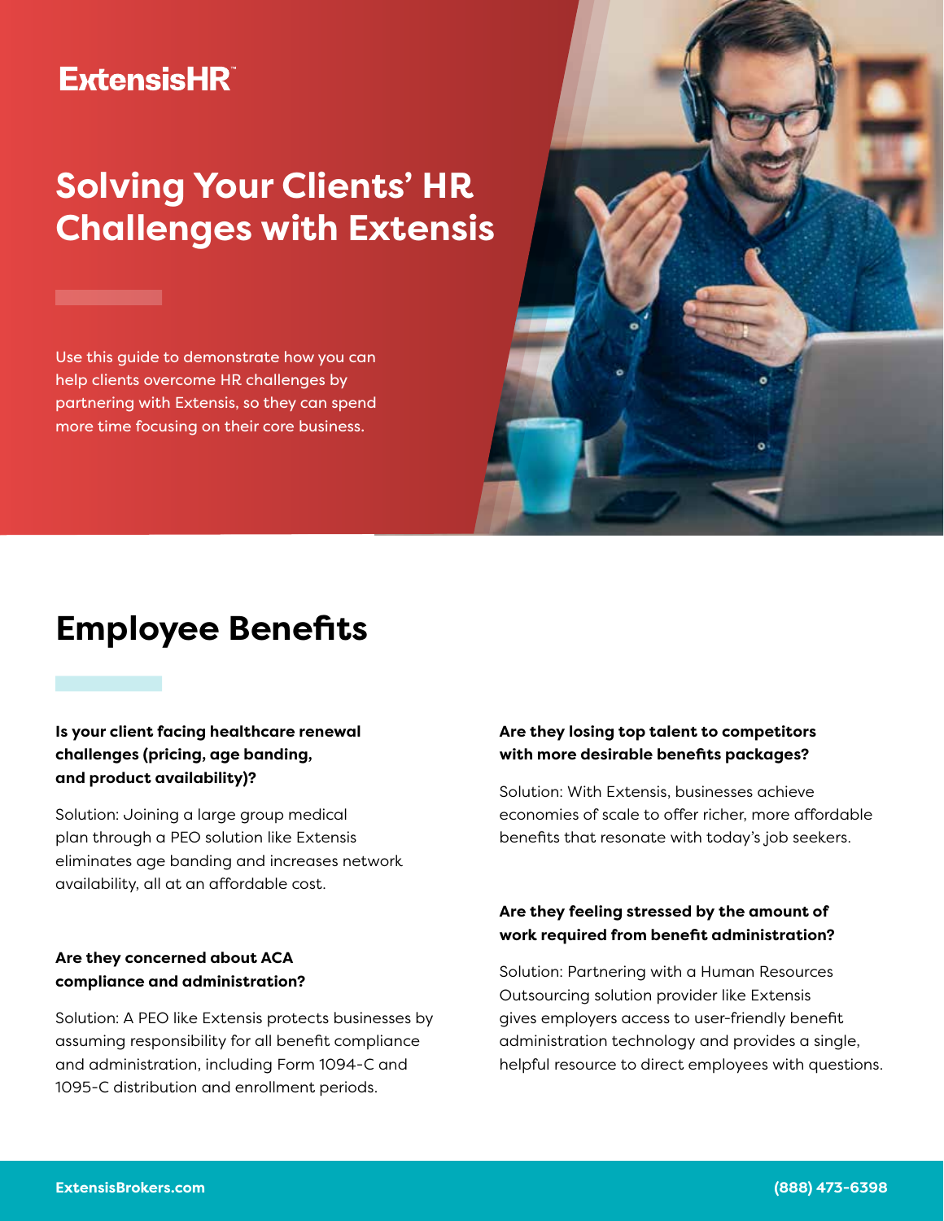ExtensisHR™

# Solving Your Clients' HR Challenges with Extensis

Use this guide to demonstrate how you can help clients overcome HR challenges by partnering with Extensis, so they can spend more time focusing on their core business.

## Employee Benefits

**Is your client facing healthcare renewal challenges (pricing, age banding, and product availability)?**

Solution: Joining a large group medical plan through a PEO solution like Extensis eliminates age banding and increases network availability, all at an affordable cost.

**Are they concerned about ACA compliance and administration?**

Solution: A PEO like Extensis protects businesses by assuming responsibility for all benefit compliance and administration, including Form 1094-C and 1095-C distribution and enrollment periods.

**Are they losing top talent to competitors with more desirable benefits packages?**

Solution: With Extensis, businesses achieve economies of scale to offer richer, more affordable benefits that resonate with today's job seekers.

**Are they feeling stressed by the amount of work required from benefit administration?**

Solution: Partnering with a Human Resources Outsourcing solution provider like Extensis gives employers access to user-friendly benefit administration technology and provides a single, helpful resource to direct employees with questions.

ExtensisBrokers.com (888) 473-6398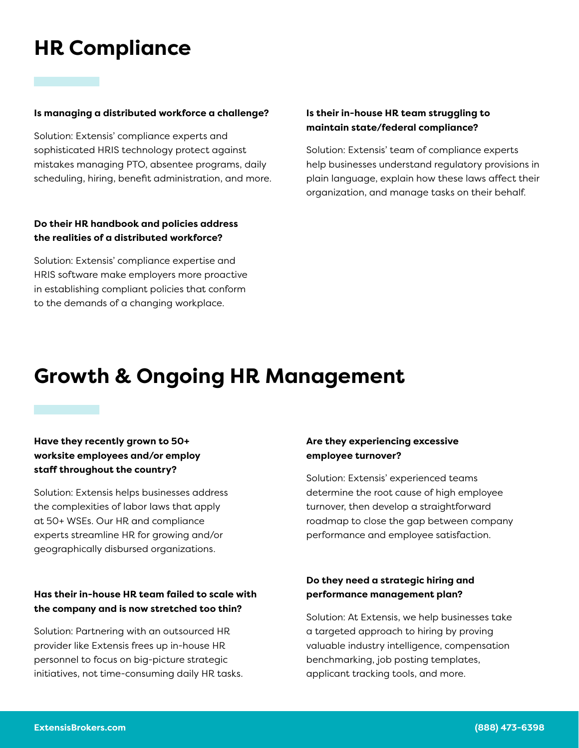# HR Compliance

**Is managing a distributed workforce a challenge?**

Solution: Extensis' compliance experts and sophisticated HRIS technology protect against mistakes managing PTO, absentee programs, daily scheduling, hiring, benefit administration, and more.

**Do their HR handbook and policies address the realities of a distributed workforce?**

Solution: Extensis' compliance expertise and HRIS software make employers more proactive in establishing compliant policies that conform to the demands of a changing workplace.

**Is their in-house HR team struggling to maintain state/federal compliance?**

Solution: Extensis' team of compliance experts help businesses understand regulatory provisions in plain language, explain how these laws affect their organization, and manage tasks on their behalf.

# Growth & Ongoing HR Management

**Have they recently grown to 50+ worksite employees and/or employ staff throughout the country?**

Solution: Extensis helps businesses address the complexities of labor laws that apply at 50+ WSEs. Our HR and compliance experts streamline HR for growing and/or geographically disbursed organizations.

**Has their in-house HR team failed to scale with the company and is now stretched too thin?**

Solution: Partnering with an outsourced HR provider like Extensis frees up in-house HR personnel to focus on big-picture strategic initiatives, not time-consuming daily HR tasks.

**Are they experiencing excessive employee turnover?**

Solution: Extensis' experienced teams determine the root cause of high employee turnover, then develop a straightforward roadmap to close the gap between company performance and employee satisfaction.

**Do they need a strategic hiring and performance management plan?**

Solution: At Extensis, we help businesses take a targeted approach to hiring by proving valuable industry intelligence, compensation benchmarking, job posting templates, applicant tracking tools, and more.

**ExtensisBrokers.com** **(888) 473-6398**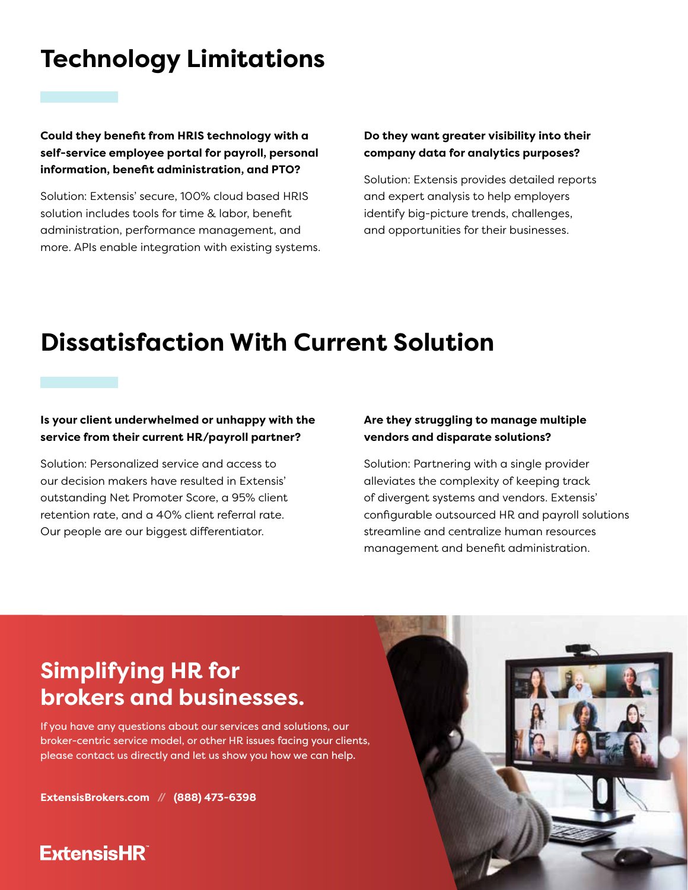# Technology Limitations

**Could they benefit from HRIS technology with a self-service employee portal for payroll, personal information, benefit administration, and PTO?**

Solution: Extensis' secure, 100% cloud based HRIS solution includes tools for time & labor, benefit administration, performance management, and more. APIs enable integration with existing systems.

**Do they want greater visibility into their company data for analytics purposes?**

Solution: Extensis provides detailed reports and expert analysis to help employers identify big-picture trends, challenges, and opportunities for their businesses.

# Dissatisfaction With Current Solution

**Is your client underwhelmed or unhappy with the service from their current HR/payroll partner?**

Solution: Personalized service and access to our decision makers have resulted in Extensis' outstanding Net Promoter Score, a 95% client retention rate, and a 40% client referral rate. Our people are our biggest differentiator.

**Are they struggling to manage multiple vendors and disparate solutions?**

Solution: Partnering with a single provider alleviates the complexity of keeping track of divergent systems and vendors. Extensis' configurable outsourced HR and payroll solutions streamline and centralize human resources management and benefit administration.

## Simplifying HR for brokers and businesses.

If you have any questions about our services and solutions, our broker-centric service model, or other HR issues facing your clients, please contact us directly and let us show you how we can help.

**ExtensisBrokers.com // (888) 473-6398**

**ExtensisHR™**